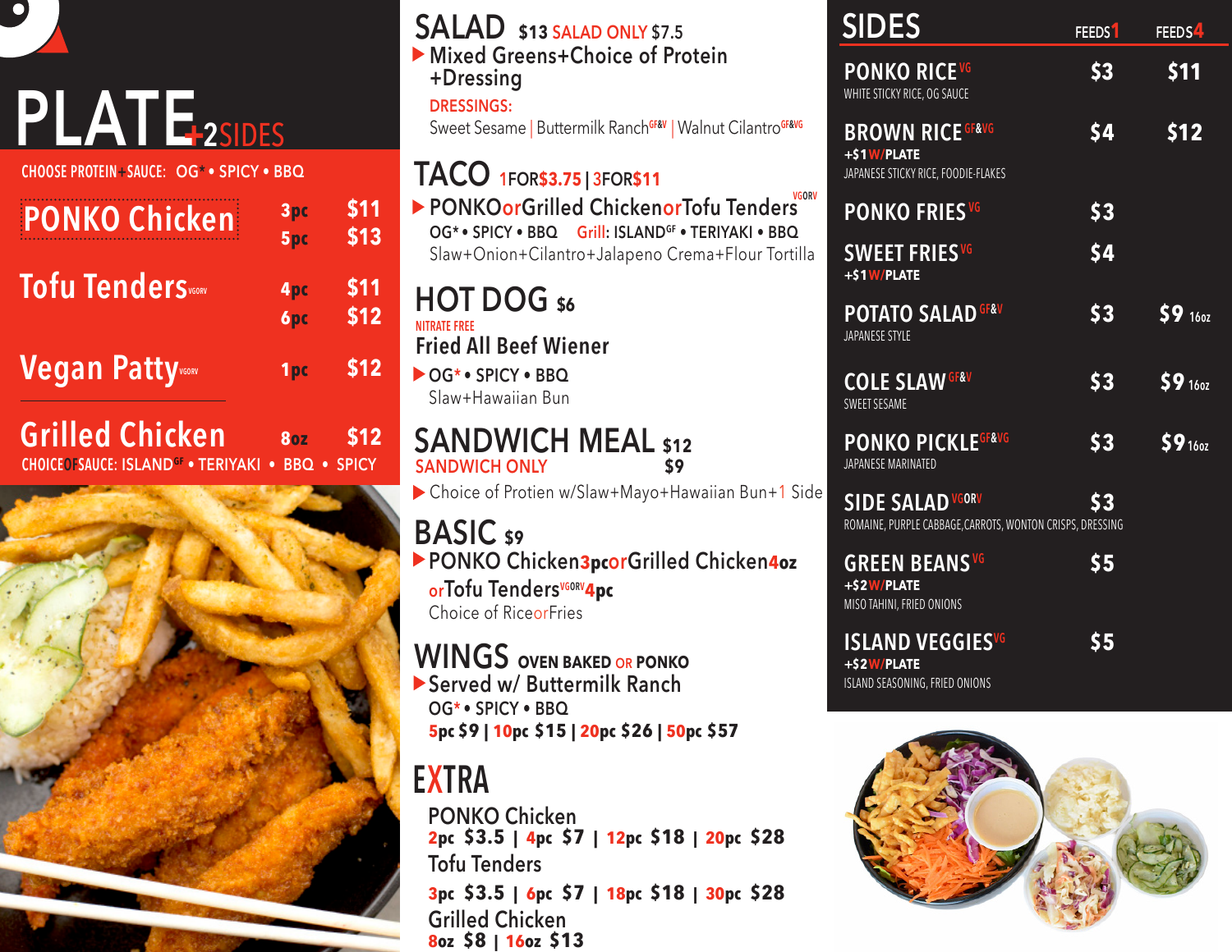# PLATE +2 SIDES

CHOOSE PROTEIN+SAUCE: OG* • SPICY • BBQ

| Item | Qty | Price |
| --- | --- | --- |
| PONKO Chicken | 3pc | $11 |
| | 5pc | $13 |
| Tofu Tenders VGORV | 4pc | $11 |
| | 6pc | $12 |
| Vegan Patty VGORV | 1pc | $12 |
| Grilled Chicken | 8oz | $12 |

CHOICE OF SAUCE: ISLAND GF • TERIYAKI • BBQ • SPICY

## SALAD $13 SALAD ONLY $7.5

- Mixed Greens+Choice of Protein +Dressing

DRESSINGS:
Sweet Sesame | Buttermilk Ranch GF&V | Walnut Cilantro GF&VG

## TACO 1FOR$3.75 | 3FOR$11

- PONKO or Grilled Chicken or Tofu Tenders VGORV

OG* • SPICY • BBQ Grill: ISLAND GF • TERIYAKI • BBQ
Slaw+Onion+Cilantro+Jalapeno Crema+Flour Tortilla

## HOT DOG $6

NITRATE FREE
**Fried All Beef Wiener**

- OG* • SPICY • BBQ

Slaw+Hawaiian Bun

## SANDWICH MEAL $12

SANDWICH ONLY $9

- Choice of Protien w/Slaw+Mayo+Hawaiian Bun+1 Side

## BASIC $9

- PONKO Chicken 3pc or Grilled Chicken 4oz or Tofu Tenders VGORV 4pc

Choice of Rice or Fries

## WINGS OVEN BAKED OR PONKO

- Served w/ Buttermilk Ranch

OG* • SPICY • BBQ
5pc $9 | 10pc $15 | 20pc $26 | 50pc $57

## EXTRA

PONKO Chicken
2pc $3.5 | 4pc $7 | 12pc $18 | 20pc $28

Tofu Tenders
3pc $3.5 | 6pc $7 | 18pc $18 | 30pc $28

Grilled Chicken
8oz $8 | 16oz $13

## SIDES

| Item | FEEDS 1 | FEEDS 4 |
| --- | --- | --- |
| PONKO RICE VG<br>WHITE STICKY RICE, OG SAUCE | $3 | $11 |
| BROWN RICE GF&VG<br>+$1 W/PLATE<br>JAPANESE STICKY RICE, FOODIE-FLAKES | $4 | $12 |
| PONKO FRIES VG | $3 | |
| SWEET FRIES VG<br>+$1 W/PLATE | $4 | |
| POTATO SALAD GF&V<br>JAPANESE STYLE | $3 | $9 16oz |
| COLE SLAW GF&V<br>SWEET SESAME | $3 | $9 16oz |
| PONKO PICKLE GF&VG<br>JAPANESE MARINATED | $3 | $9 16oz |
| SIDE SALAD VGORV<br>ROMAINE, PURPLE CABBAGE, CARROTS, WONTON CRISPS, DRESSING | $3 | |
| GREEN BEANS VG<br>+$2 W/PLATE<br>MISO TAHINI, FRIED ONIONS | $5 | |
| ISLAND VEGGIES VG<br>+$2 W/PLATE<br>ISLAND SEASONING, FRIED ONIONS | $5 | |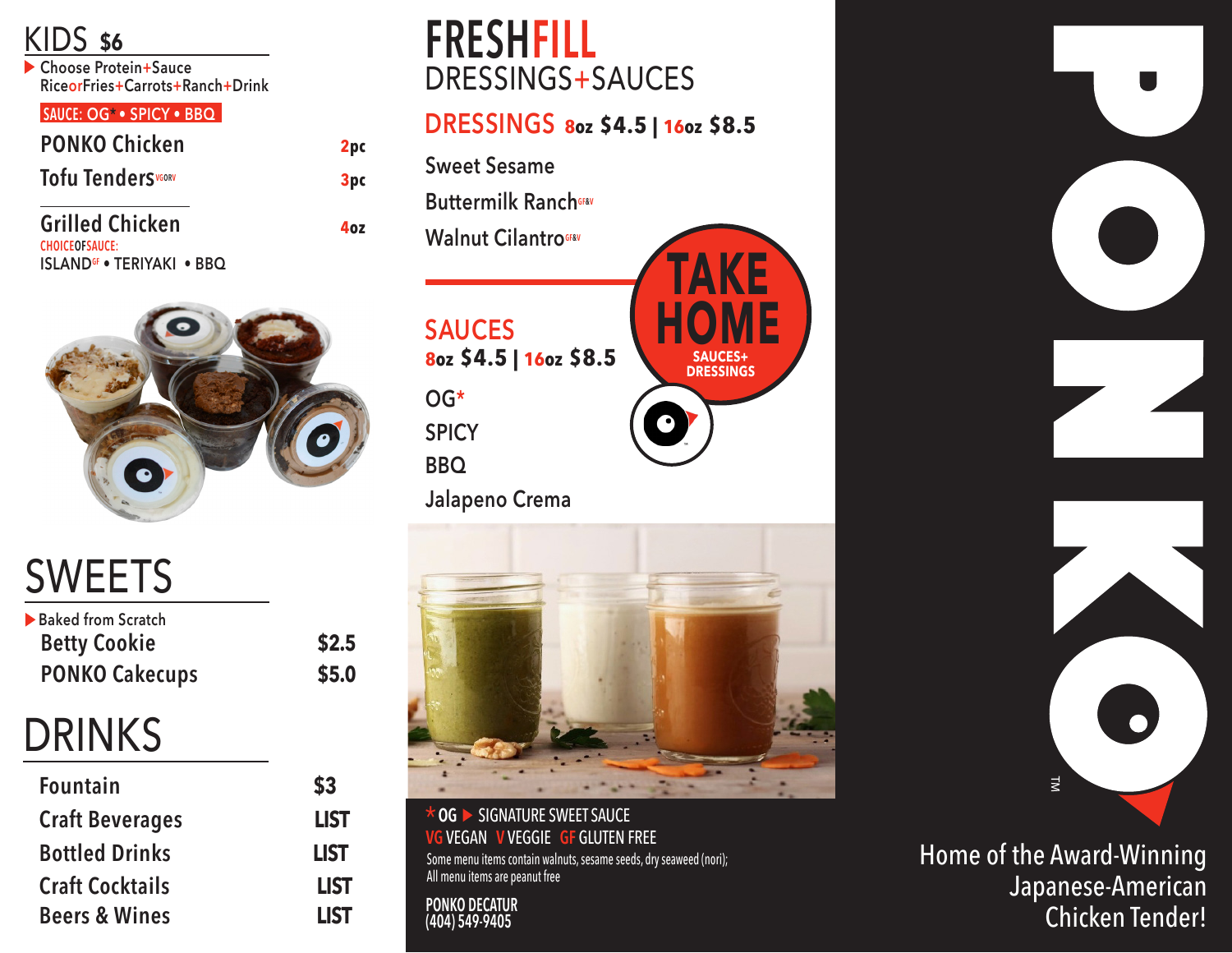## KIDS $6

▶ Choose Protein+Sauce
Rice or Fries+Carrots+Ranch+Drink

SAUCE: OG* • SPICY • BBQ

| | |
|---|---|
| PONKO Chicken | 2pc |
| Tofu Tenders VGORV | 3pc |
| Grilled Chicken | 4oz |

CHOICE OF SAUCE:
ISLAND GF • TERIYAKI • BBQ

## SWEETS

▶ Baked from Scratch

| | |
|---|---|
| Betty Cookie | $2.5 |
| PONKO Cakecups | $5.0 |

## DRINKS

| | |
|---|---|
| Fountain | $3 |
| Craft Beverages | LIST |
| Bottled Drinks | LIST |
| Craft Cocktails | LIST |
| Beers & Wines | LIST |

# FRESHFILL
## DRESSINGS+SAUCES

### DRESSINGS 8oz $4.5 | 16oz $8.5

- Sweet Sesame
- Buttermilk Ranch GF&V
- Walnut Cilantro GF&V

TAKE HOME
SAUCES+ DRESSINGS

### SAUCES
8oz $4.5 | 16oz $8.5

- OG*
- SPICY
- BBQ
- Jalapeno Crema

\* OG ▶ SIGNATURE SWEET SAUCE
VG VEGAN V VEGGIE GF GLUTEN FREE

Some menu items contain walnuts, sesame seeds, dry seaweed (nori);
All menu items are peanut free

PONKO DECATUR
(404) 549-9405

# PONKO™

Home of the Award-Winning Japanese-American Chicken Tender!